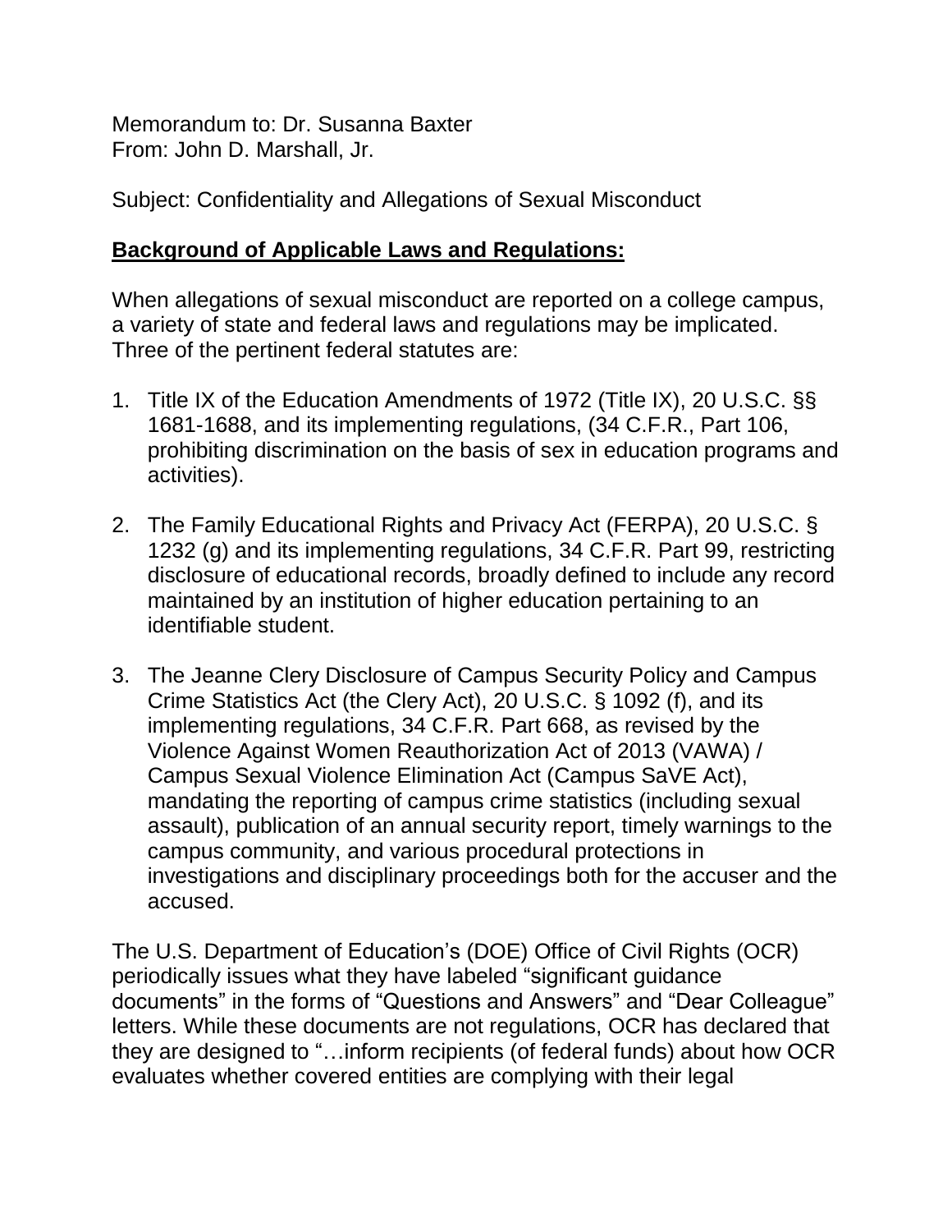Memorandum to: Dr. Susanna Baxter
From: John D. Marshall, Jr.

Subject: Confidentiality and Allegations of Sexual Misconduct

**Background of Applicable Laws and Regulations:**

When allegations of sexual misconduct are reported on a college campus, a variety of state and federal laws and regulations may be implicated. Three of the pertinent federal statutes are:

1. Title IX of the Education Amendments of 1972 (Title IX), 20 U.S.C. §§ 1681-1688, and its implementing regulations, (34 C.F.R., Part 106, prohibiting discrimination on the basis of sex in education programs and activities).

2. The Family Educational Rights and Privacy Act (FERPA), 20 U.S.C. § 1232 (g) and its implementing regulations, 34 C.F.R. Part 99, restricting disclosure of educational records, broadly defined to include any record maintained by an institution of higher education pertaining to an identifiable student.

3. The Jeanne Clery Disclosure of Campus Security Policy and Campus Crime Statistics Act (the Clery Act), 20 U.S.C. § 1092 (f), and its implementing regulations, 34 C.F.R. Part 668, as revised by the Violence Against Women Reauthorization Act of 2013 (VAWA) / Campus Sexual Violence Elimination Act (Campus SaVE Act), mandating the reporting of campus crime statistics (including sexual assault), publication of an annual security report, timely warnings to the campus community, and various procedural protections in investigations and disciplinary proceedings both for the accuser and the accused.

The U.S. Department of Education's (DOE) Office of Civil Rights (OCR) periodically issues what they have labeled "significant guidance documents" in the forms of "Questions and Answers" and "Dear Colleague" letters. While these documents are not regulations, OCR has declared that they are designed to "…inform recipients (of federal funds) about how OCR evaluates whether covered entities are complying with their legal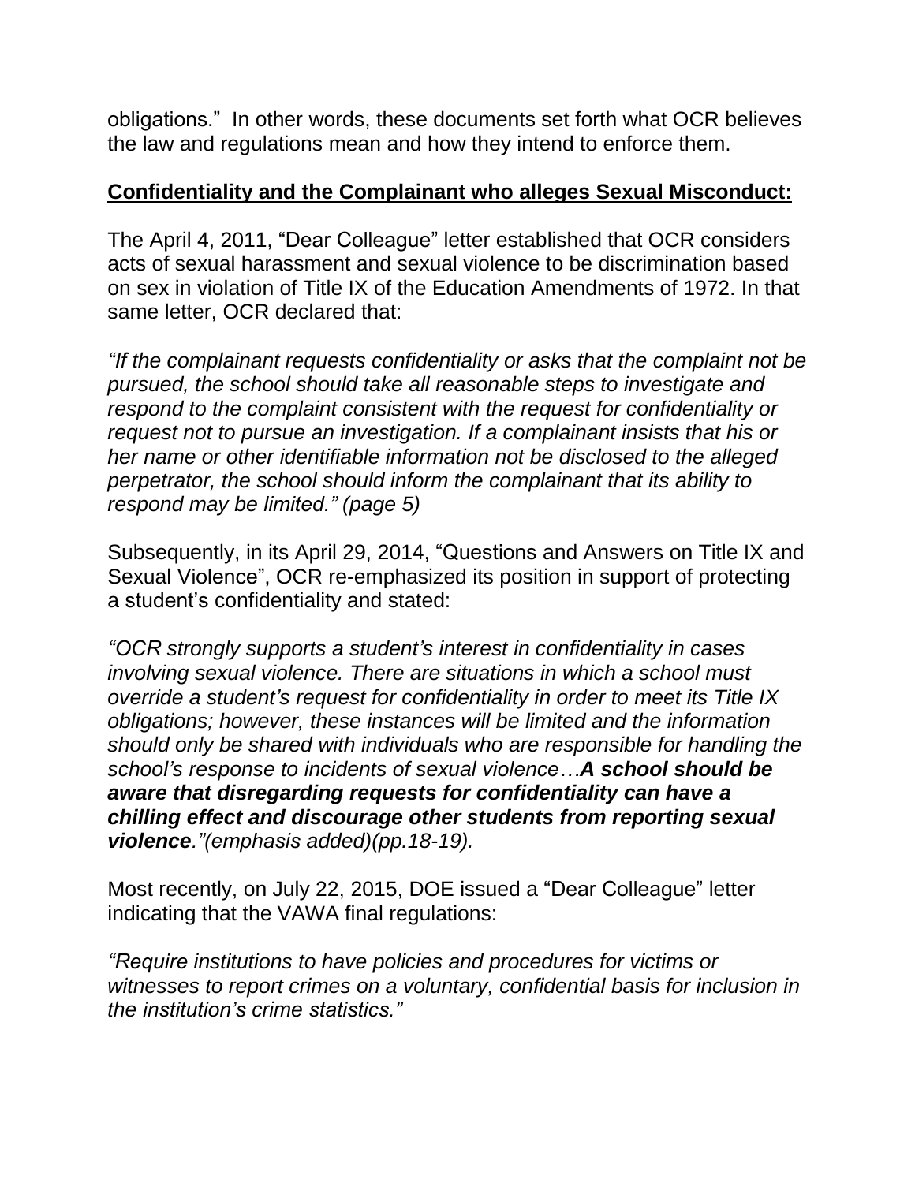obligations." In other words, these documents set forth what OCR believes the law and regulations mean and how they intend to enforce them.

**Confidentiality and the Complainant who alleges Sexual Misconduct:**

The April 4, 2011, "Dear Colleague" letter established that OCR considers acts of sexual harassment and sexual violence to be discrimination based on sex in violation of Title IX of the Education Amendments of 1972. In that same letter, OCR declared that:

*"If the complainant requests confidentiality or asks that the complaint not be pursued, the school should take all reasonable steps to investigate and respond to the complaint consistent with the request for confidentiality or request not to pursue an investigation. If a complainant insists that his or her name or other identifiable information not be disclosed to the alleged perpetrator, the school should inform the complainant that its ability to respond may be limited." (page 5)*

Subsequently, in its April 29, 2014, "Questions and Answers on Title IX and Sexual Violence", OCR re-emphasized its position in support of protecting a student's confidentiality and stated:

*"OCR strongly supports a student's interest in confidentiality in cases involving sexual violence. There are situations in which a school must override a student's request for confidentiality in order to meet its Title IX obligations; however, these instances will be limited and the information should only be shared with individuals who are responsible for handling the school's response to incidents of sexual violence…**A school should be aware that disregarding requests for confidentiality can have a chilling effect and discourage other students from reporting sexual violence**."(emphasis added)(pp.18-19).*

Most recently, on July 22, 2015, DOE issued a "Dear Colleague" letter indicating that the VAWA final regulations:

*"Require institutions to have policies and procedures for victims or witnesses to report crimes on a voluntary, confidential basis for inclusion in the institution's crime statistics."*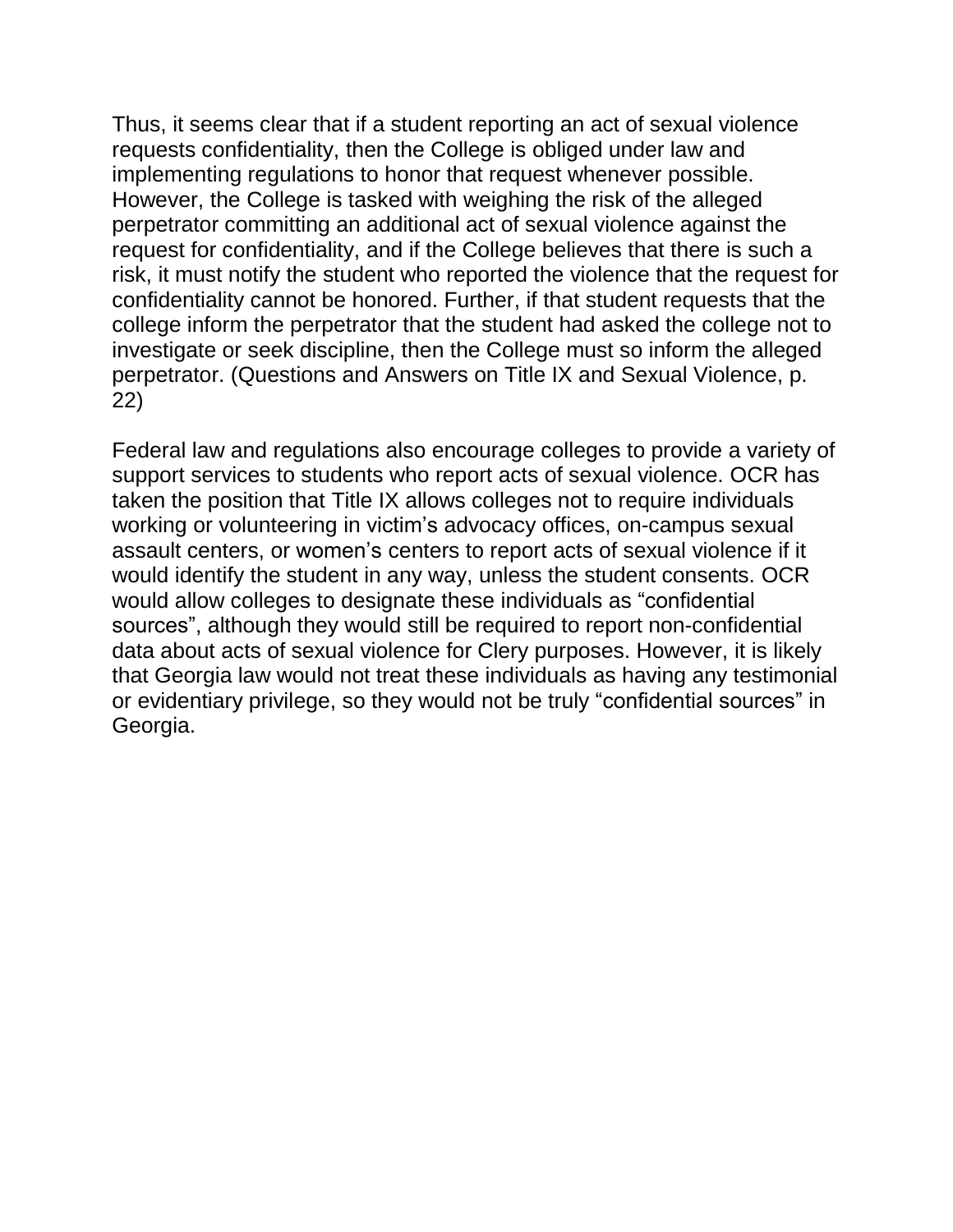Thus, it seems clear that if a student reporting an act of sexual violence requests confidentiality, then the College is obliged under law and implementing regulations to honor that request whenever possible. However, the College is tasked with weighing the risk of the alleged perpetrator committing an additional act of sexual violence against the request for confidentiality, and if the College believes that there is such a risk, it must notify the student who reported the violence that the request for confidentiality cannot be honored. Further, if that student requests that the college inform the perpetrator that the student had asked the college not to investigate or seek discipline, then the College must so inform the alleged perpetrator. (Questions and Answers on Title IX and Sexual Violence, p. 22)

Federal law and regulations also encourage colleges to provide a variety of support services to students who report acts of sexual violence. OCR has taken the position that Title IX allows colleges not to require individuals working or volunteering in victim's advocacy offices, on-campus sexual assault centers, or women's centers to report acts of sexual violence if it would identify the student in any way, unless the student consents. OCR would allow colleges to designate these individuals as "confidential sources", although they would still be required to report non-confidential data about acts of sexual violence for Clery purposes. However, it is likely that Georgia law would not treat these individuals as having any testimonial or evidentiary privilege, so they would not be truly "confidential sources" in Georgia.